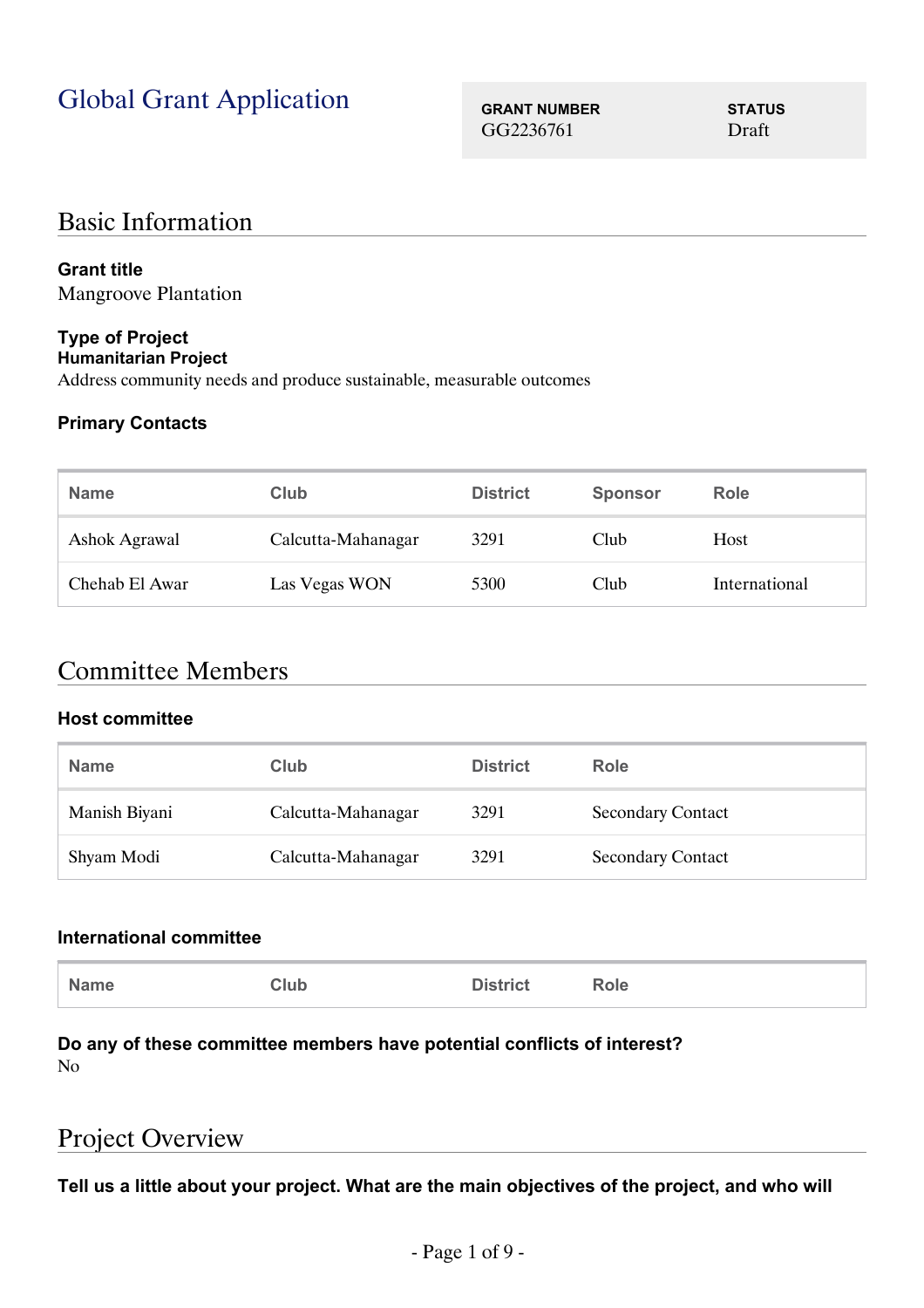# Global Grant Application

| GRANT NUMBER | STATUS |
| --- | --- |
| GG2236761 | Draft |

## Basic Information

**Grant title**
Mangroove Plantation

**Type of Project**
**Humanitarian Project**
Address community needs and produce sustainable, measurable outcomes

**Primary Contacts**

| Name | Club | District | Sponsor | Role |
| --- | --- | --- | --- | --- |
| Ashok Agrawal | Calcutta-Mahanagar | 3291 | Club | Host |
| Chehab El Awar | Las Vegas WON | 5300 | Club | International |

## Committee Members

**Host committee**

| Name | Club | District | Role |
| --- | --- | --- | --- |
| Manish Biyani | Calcutta-Mahanagar | 3291 | Secondary Contact |
| Shyam Modi | Calcutta-Mahanagar | 3291 | Secondary Contact |

**International committee**

| Name | Club | District | Role |
| --- | --- | --- | --- |

**Do any of these committee members have potential conflicts of interest?**
No

## Project Overview

**Tell us a little about your project. What are the main objectives of the project, and who will**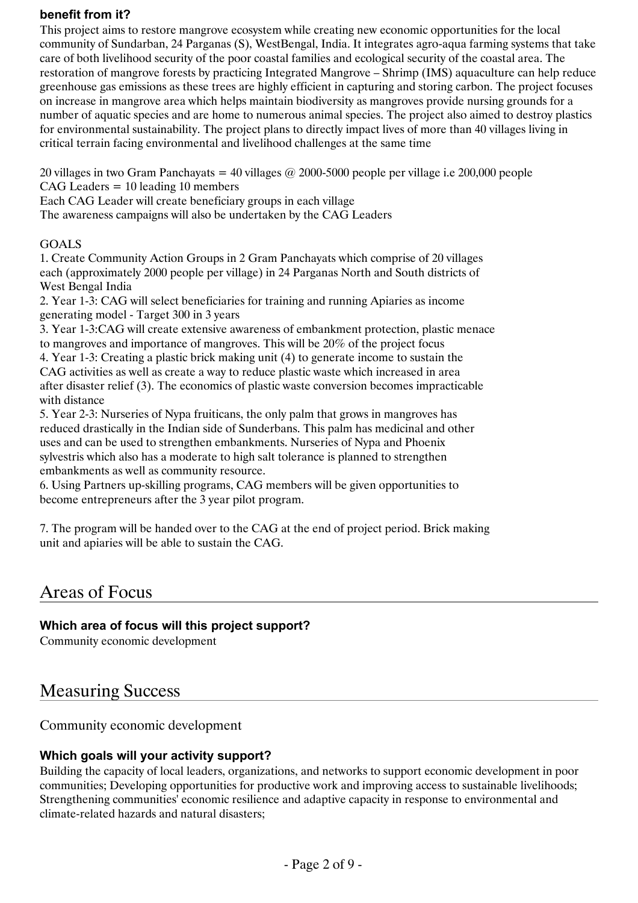**benefit from it?**

This project aims to restore mangrove ecosystem while creating new economic opportunities for the local community of Sundarban, 24 Parganas (S), WestBengal, India. It integrates agro-aqua farming systems that take care of both livelihood security of the poor coastal families and ecological security of the coastal area. The restoration of mangrove forests by practicing Integrated Mangrove – Shrimp (IMS) aquaculture can help reduce greenhouse gas emissions as these trees are highly efficient in capturing and storing carbon. The project focuses on increase in mangrove area which helps maintain biodiversity as mangroves provide nursing grounds for a number of aquatic species and are home to numerous animal species. The project also aimed to destroy plastics for environmental sustainability. The project plans to directly impact lives of more than 40 villages living in critical terrain facing environmental and livelihood challenges at the same time

20 villages in two Gram Panchayats = 40 villages @ 2000-5000 people per village i.e 200,000 people
CAG Leaders = 10 leading 10 members
Each CAG Leader will create beneficiary groups in each village
The awareness campaigns will also be undertaken by the CAG Leaders

GOALS

1. Create Community Action Groups in 2 Gram Panchayats which comprise of 20 villages each (approximately 2000 people per village) in 24 Parganas North and South districts of West Bengal India
2. Year 1-3: CAG will select beneficiaries for training and running Apiaries as income generating model - Target 300 in 3 years
3. Year 1-3:CAG will create extensive awareness of embankment protection, plastic menace to mangroves and importance of mangroves. This will be 20% of the project focus
4. Year 1-3: Creating a plastic brick making unit (4) to generate income to sustain the CAG activities as well as create a way to reduce plastic waste which increased in area after disaster relief (3). The economics of plastic waste conversion becomes impracticable with distance
5. Year 2-3: Nurseries of Nypa fruiticans, the only palm that grows in mangroves has reduced drastically in the Indian side of Sunderbans. This palm has medicinal and other uses and can be used to strengthen embankments. Nurseries of Nypa and Phoenix sylvestris which also has a moderate to high salt tolerance is planned to strengthen embankments as well as community resource.
6. Using Partners up-skilling programs, CAG members will be given opportunities to become entrepreneurs after the 3 year pilot program.

7. The program will be handed over to the CAG at the end of project period. Brick making unit and apiaries will be able to sustain the CAG.

## Areas of Focus

**Which area of focus will this project support?**

Community economic development

## Measuring Success

Community economic development

**Which goals will your activity support?**

Building the capacity of local leaders, organizations, and networks to support economic development in poor communities; Developing opportunities for productive work and improving access to sustainable livelihoods; Strengthening communities' economic resilience and adaptive capacity in response to environmental and climate-related hazards and natural disasters;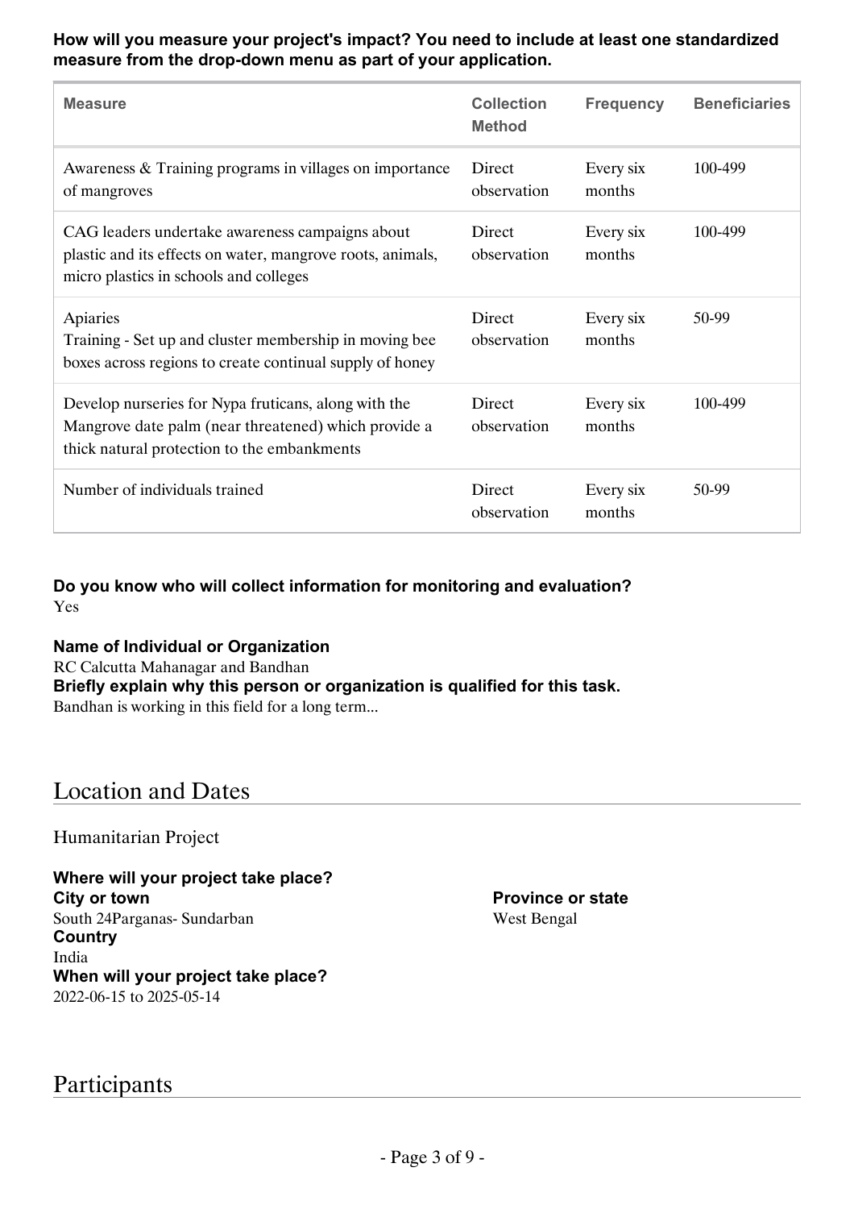**How will you measure your project's impact? You need to include at least one standardized measure from the drop-down menu as part of your application.**

| Measure | Collection Method | Frequency | Beneficiaries |
|---|---|---|---|
| Awareness & Training programs in villages on importance of mangroves | Direct observation | Every six months | 100-499 |
| CAG leaders undertake awareness campaigns about plastic and its effects on water, mangrove roots, animals, micro plastics in schools and colleges | Direct observation | Every six months | 100-499 |
| Apiaries<br>Training - Set up and cluster membership in moving bee boxes across regions to create continual supply of honey | Direct observation | Every six months | 50-99 |
| Develop nurseries for Nypa fruticans, along with the Mangrove date palm (near threatened) which provide a thick natural protection to the embankments | Direct observation | Every six months | 100-499 |
| Number of individuals trained | Direct observation | Every six months | 50-99 |

**Do you know who will collect information for monitoring and evaluation?**
Yes

**Name of Individual or Organization**
RC Calcutta Mahanagar and Bandhan
**Briefly explain why this person or organization is qualified for this task.**
Bandhan is working in this field for a long term...

## Location and Dates

Humanitarian Project

**Where will your project take place?**
**City or town**
South 24Parganas- Sundarban
**Province or state**
West Bengal
**Country**
India
**When will your project take place?**
2022-06-15 to 2025-05-14

## Participants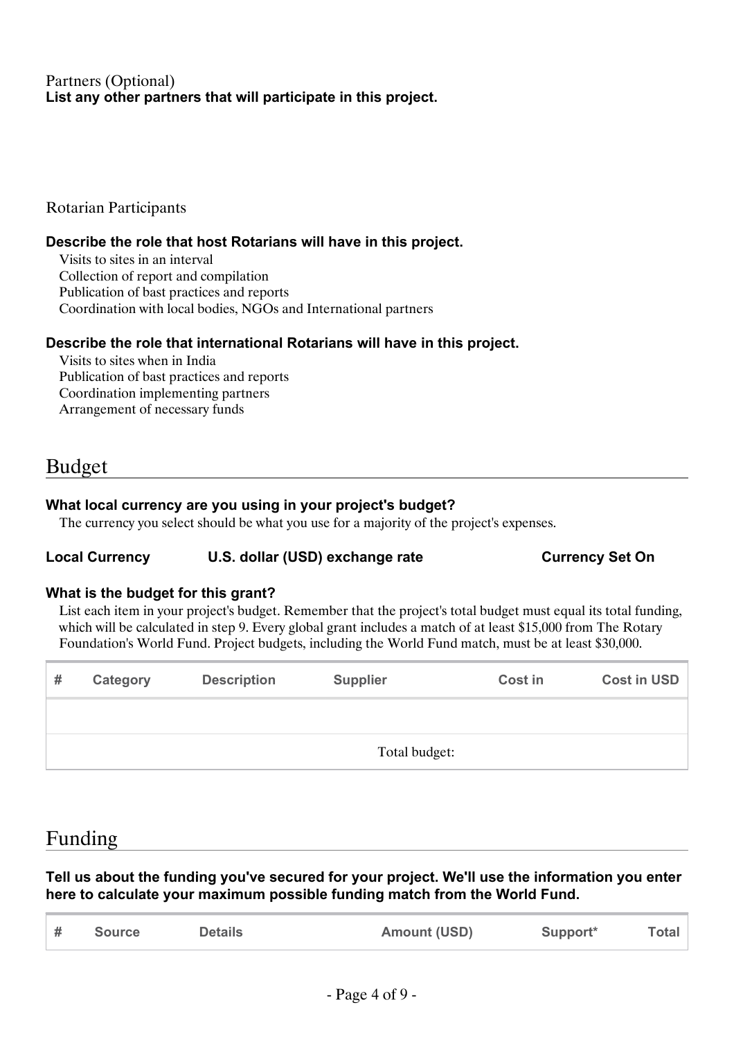Partners (Optional)

**List any other partners that will participate in this project.**

Rotarian Participants

**Describe the role that host Rotarians will have in this project.**

Visits to sites in an interval
Collection of report and compilation
Publication of bast practices and reports
Coordination with local bodies, NGOs and International partners

**Describe the role that international Rotarians will have in this project.**

Visits to sites when in India
Publication of bast practices and reports
Coordination implementing partners
Arrangement of necessary funds

## Budget

**What local currency are you using in your project's budget?**

The currency you select should be what you use for a majority of the project's expenses.

| Local Currency | U.S. dollar (USD) exchange rate | Currency Set On |
|---|---|---|

**What is the budget for this grant?**

List each item in your project's budget. Remember that the project's total budget must equal its total funding, which will be calculated in step 9. Every global grant includes a match of at least $15,000 from The Rotary Foundation's World Fund. Project budgets, including the World Fund match, must be at least $30,000.

| # | Category | Description | Supplier | Cost in | Cost in USD |
|---|---|---|---|---|---|
| | | | | | |
| | | | Total budget: | | |

## Funding

**Tell us about the funding you've secured for your project. We'll use the information you enter here to calculate your maximum possible funding match from the World Fund.**

| # | Source | Details | Amount (USD) | Support* | Total |
|---|---|---|---|---|---|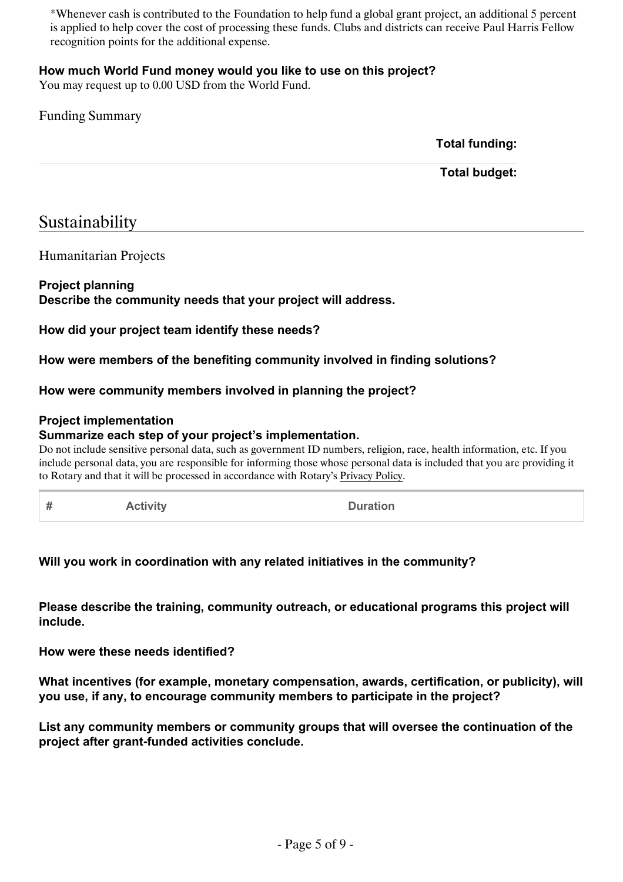*Whenever cash is contributed to the Foundation to help fund a global grant project, an additional 5 percent is applied to help cover the cost of processing these funds. Clubs and districts can receive Paul Harris Fellow recognition points for the additional expense.

**How much World Fund money would you like to use on this project?**

You may request up to 0.00 USD from the World Fund.

Funding Summary

**Total funding:**

**Total budget:**

# Sustainability

## Humanitarian Projects

**Project planning**

**Describe the community needs that your project will address.**

**How did your project team identify these needs?**

**How were members of the benefiting community involved in finding solutions?**

**How were community members involved in planning the project?**

**Project implementation**

**Summarize each step of your project's implementation.**

Do not include sensitive personal data, such as government ID numbers, religion, race, health information, etc. If you include personal data, you are responsible for informing those whose personal data is included that you are providing it to Rotary and that it will be processed in accordance with Rotary's Privacy Policy.

| # | Activity | Duration |
|---|---|---|

**Will you work in coordination with any related initiatives in the community?**

**Please describe the training, community outreach, or educational programs this project will include.**

**How were these needs identified?**

**What incentives (for example, monetary compensation, awards, certification, or publicity), will you use, if any, to encourage community members to participate in the project?**

**List any community members or community groups that will oversee the continuation of the project after grant-funded activities conclude.**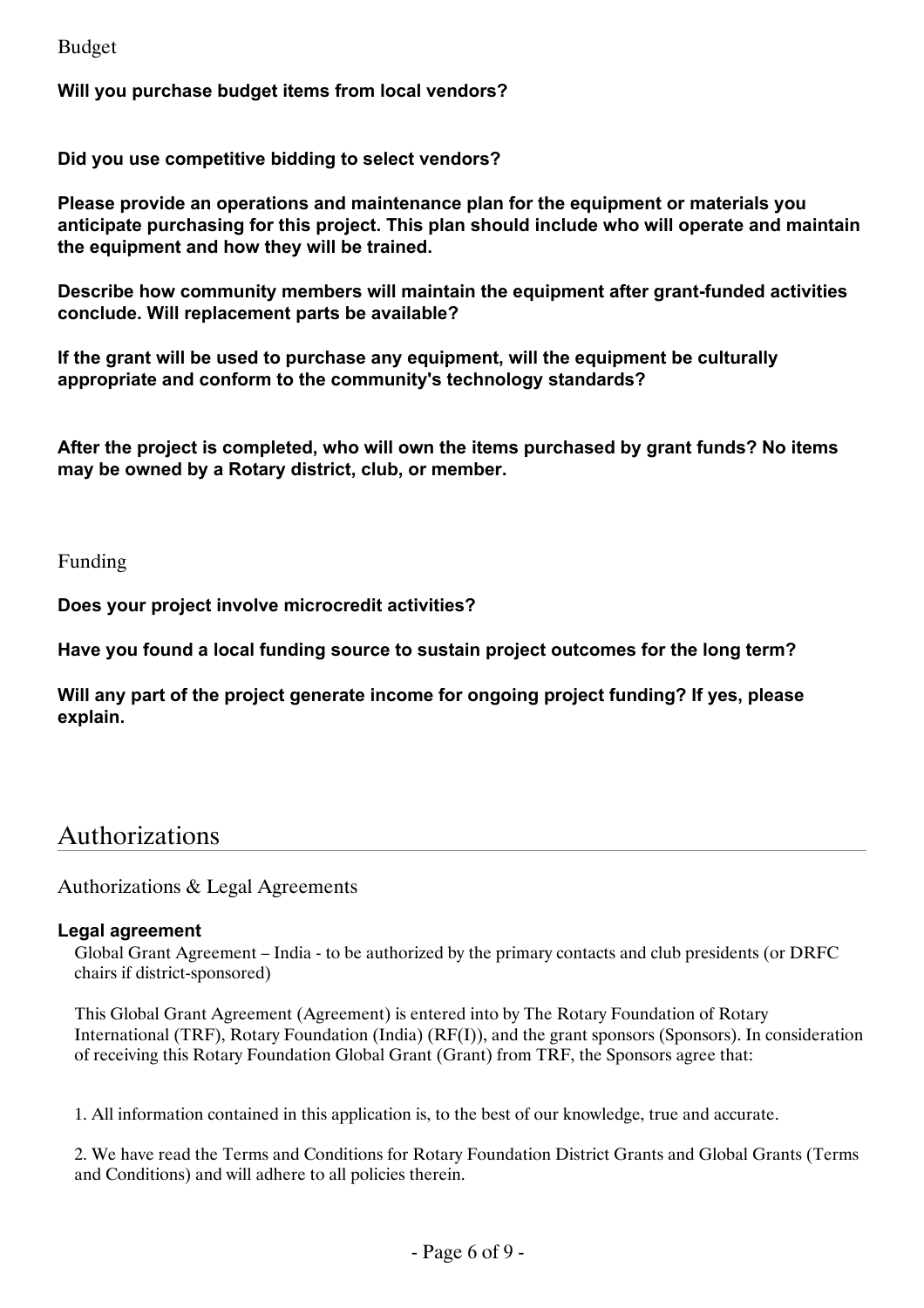### Budget

**Will you purchase budget items from local vendors?**

**Did you use competitive bidding to select vendors?**

**Please provide an operations and maintenance plan for the equipment or materials you anticipate purchasing for this project. This plan should include who will operate and maintain the equipment and how they will be trained.**

**Describe how community members will maintain the equipment after grant-funded activities conclude. Will replacement parts be available?**

**If the grant will be used to purchase any equipment, will the equipment be culturally appropriate and conform to the community's technology standards?**

**After the project is completed, who will own the items purchased by grant funds? No items may be owned by a Rotary district, club, or member.**

### Funding

**Does your project involve microcredit activities?**

**Have you found a local funding source to sustain project outcomes for the long term?**

**Will any part of the project generate income for ongoing project funding? If yes, please explain.**

## Authorizations

### Authorizations & Legal Agreements

**Legal agreement**

Global Grant Agreement – India - to be authorized by the primary contacts and club presidents (or DRFC chairs if district-sponsored)

This Global Grant Agreement (Agreement) is entered into by The Rotary Foundation of Rotary International (TRF), Rotary Foundation (India) (RF(I)), and the grant sponsors (Sponsors). In consideration of receiving this Rotary Foundation Global Grant (Grant) from TRF, the Sponsors agree that:

1. All information contained in this application is, to the best of our knowledge, true and accurate.

2. We have read the Terms and Conditions for Rotary Foundation District Grants and Global Grants (Terms and Conditions) and will adhere to all policies therein.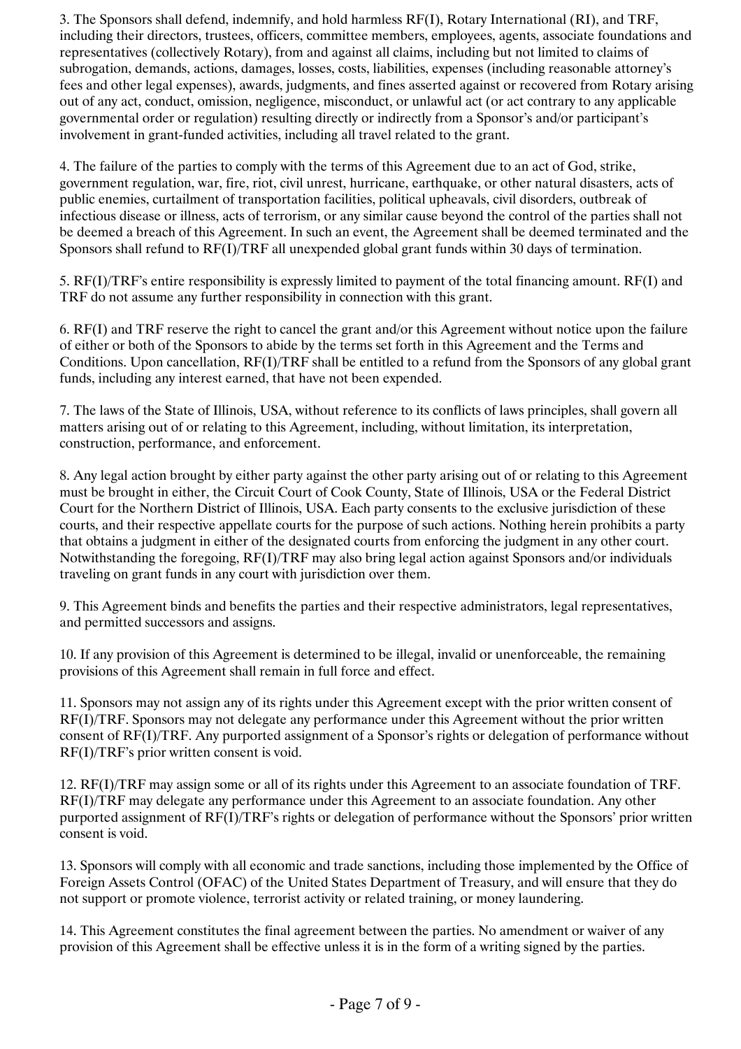3. The Sponsors shall defend, indemnify, and hold harmless RF(I), Rotary International (RI), and TRF, including their directors, trustees, officers, committee members, employees, agents, associate foundations and representatives (collectively Rotary), from and against all claims, including but not limited to claims of subrogation, demands, actions, damages, losses, costs, liabilities, expenses (including reasonable attorney's fees and other legal expenses), awards, judgments, and fines asserted against or recovered from Rotary arising out of any act, conduct, omission, negligence, misconduct, or unlawful act (or act contrary to any applicable governmental order or regulation) resulting directly or indirectly from a Sponsor's and/or participant's involvement in grant-funded activities, including all travel related to the grant.

4. The failure of the parties to comply with the terms of this Agreement due to an act of God, strike, government regulation, war, fire, riot, civil unrest, hurricane, earthquake, or other natural disasters, acts of public enemies, curtailment of transportation facilities, political upheavals, civil disorders, outbreak of infectious disease or illness, acts of terrorism, or any similar cause beyond the control of the parties shall not be deemed a breach of this Agreement. In such an event, the Agreement shall be deemed terminated and the Sponsors shall refund to RF(I)/TRF all unexpended global grant funds within 30 days of termination.

5. RF(I)/TRF's entire responsibility is expressly limited to payment of the total financing amount. RF(I) and TRF do not assume any further responsibility in connection with this grant.

6. RF(I) and TRF reserve the right to cancel the grant and/or this Agreement without notice upon the failure of either or both of the Sponsors to abide by the terms set forth in this Agreement and the Terms and Conditions. Upon cancellation, RF(I)/TRF shall be entitled to a refund from the Sponsors of any global grant funds, including any interest earned, that have not been expended.

7. The laws of the State of Illinois, USA, without reference to its conflicts of laws principles, shall govern all matters arising out of or relating to this Agreement, including, without limitation, its interpretation, construction, performance, and enforcement.

8. Any legal action brought by either party against the other party arising out of or relating to this Agreement must be brought in either, the Circuit Court of Cook County, State of Illinois, USA or the Federal District Court for the Northern District of Illinois, USA. Each party consents to the exclusive jurisdiction of these courts, and their respective appellate courts for the purpose of such actions. Nothing herein prohibits a party that obtains a judgment in either of the designated courts from enforcing the judgment in any other court. Notwithstanding the foregoing, RF(I)/TRF may also bring legal action against Sponsors and/or individuals traveling on grant funds in any court with jurisdiction over them.

9. This Agreement binds and benefits the parties and their respective administrators, legal representatives, and permitted successors and assigns.

10. If any provision of this Agreement is determined to be illegal, invalid or unenforceable, the remaining provisions of this Agreement shall remain in full force and effect.

11. Sponsors may not assign any of its rights under this Agreement except with the prior written consent of RF(I)/TRF. Sponsors may not delegate any performance under this Agreement without the prior written consent of RF(I)/TRF. Any purported assignment of a Sponsor's rights or delegation of performance without RF(I)/TRF's prior written consent is void.

12. RF(I)/TRF may assign some or all of its rights under this Agreement to an associate foundation of TRF. RF(I)/TRF may delegate any performance under this Agreement to an associate foundation. Any other purported assignment of RF(I)/TRF's rights or delegation of performance without the Sponsors' prior written consent is void.

13. Sponsors will comply with all economic and trade sanctions, including those implemented by the Office of Foreign Assets Control (OFAC) of the United States Department of Treasury, and will ensure that they do not support or promote violence, terrorist activity or related training, or money laundering.

14. This Agreement constitutes the final agreement between the parties. No amendment or waiver of any provision of this Agreement shall be effective unless it is in the form of a writing signed by the parties.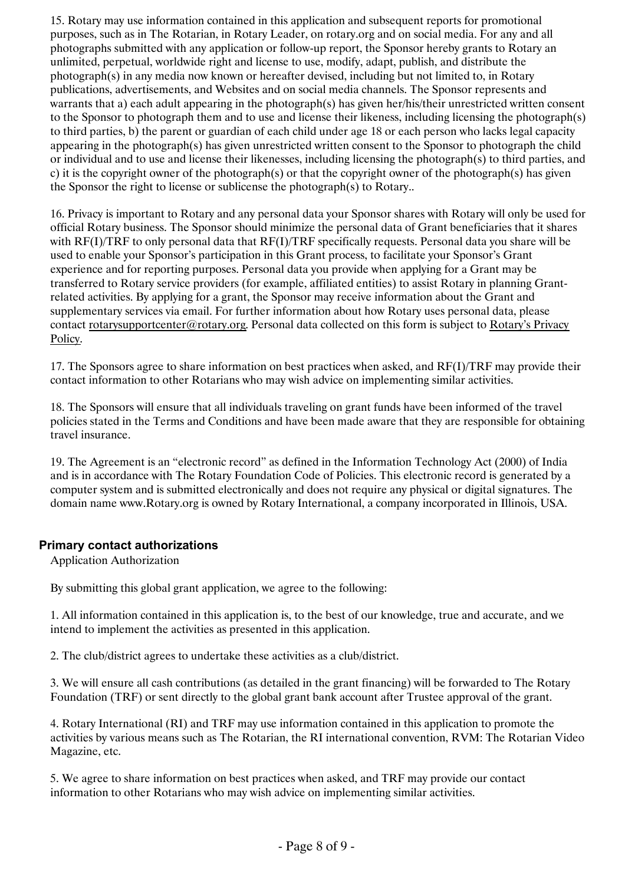15. Rotary may use information contained in this application and subsequent reports for promotional purposes, such as in The Rotarian, in Rotary Leader, on rotary.org and on social media. For any and all photographs submitted with any application or follow-up report, the Sponsor hereby grants to Rotary an unlimited, perpetual, worldwide right and license to use, modify, adapt, publish, and distribute the photograph(s) in any media now known or hereafter devised, including but not limited to, in Rotary publications, advertisements, and Websites and on social media channels. The Sponsor represents and warrants that a) each adult appearing in the photograph(s) has given her/his/their unrestricted written consent to the Sponsor to photograph them and to use and license their likeness, including licensing the photograph(s) to third parties, b) the parent or guardian of each child under age 18 or each person who lacks legal capacity appearing in the photograph(s) has given unrestricted written consent to the Sponsor to photograph the child or individual and to use and license their likenesses, including licensing the photograph(s) to third parties, and c) it is the copyright owner of the photograph(s) or that the copyright owner of the photograph(s) has given the Sponsor the right to license or sublicense the photograph(s) to Rotary..

16. Privacy is important to Rotary and any personal data your Sponsor shares with Rotary will only be used for official Rotary business. The Sponsor should minimize the personal data of Grant beneficiaries that it shares with RF(I)/TRF to only personal data that RF(I)/TRF specifically requests. Personal data you share will be used to enable your Sponsor's participation in this Grant process, to facilitate your Sponsor's Grant experience and for reporting purposes. Personal data you provide when applying for a Grant may be transferred to Rotary service providers (for example, affiliated entities) to assist Rotary in planning Grant-related activities. By applying for a grant, the Sponsor may receive information about the Grant and supplementary services via email. For further information about how Rotary uses personal data, please contact rotarysupportcenter@rotary.org. Personal data collected on this form is subject to Rotary's Privacy Policy.

17. The Sponsors agree to share information on best practices when asked, and RF(I)/TRF may provide their contact information to other Rotarians who may wish advice on implementing similar activities.

18. The Sponsors will ensure that all individuals traveling on grant funds have been informed of the travel policies stated in the Terms and Conditions and have been made aware that they are responsible for obtaining travel insurance.

19. The Agreement is an "electronic record" as defined in the Information Technology Act (2000) of India and is in accordance with The Rotary Foundation Code of Policies. This electronic record is generated by a computer system and is submitted electronically and does not require any physical or digital signatures. The domain name www.Rotary.org is owned by Rotary International, a company incorporated in Illinois, USA.

## Primary contact authorizations

Application Authorization

By submitting this global grant application, we agree to the following:

1. All information contained in this application is, to the best of our knowledge, true and accurate, and we intend to implement the activities as presented in this application.

2. The club/district agrees to undertake these activities as a club/district.

3. We will ensure all cash contributions (as detailed in the grant financing) will be forwarded to The Rotary Foundation (TRF) or sent directly to the global grant bank account after Trustee approval of the grant.

4. Rotary International (RI) and TRF may use information contained in this application to promote the activities by various means such as The Rotarian, the RI international convention, RVM: The Rotarian Video Magazine, etc.

5. We agree to share information on best practices when asked, and TRF may provide our contact information to other Rotarians who may wish advice on implementing similar activities.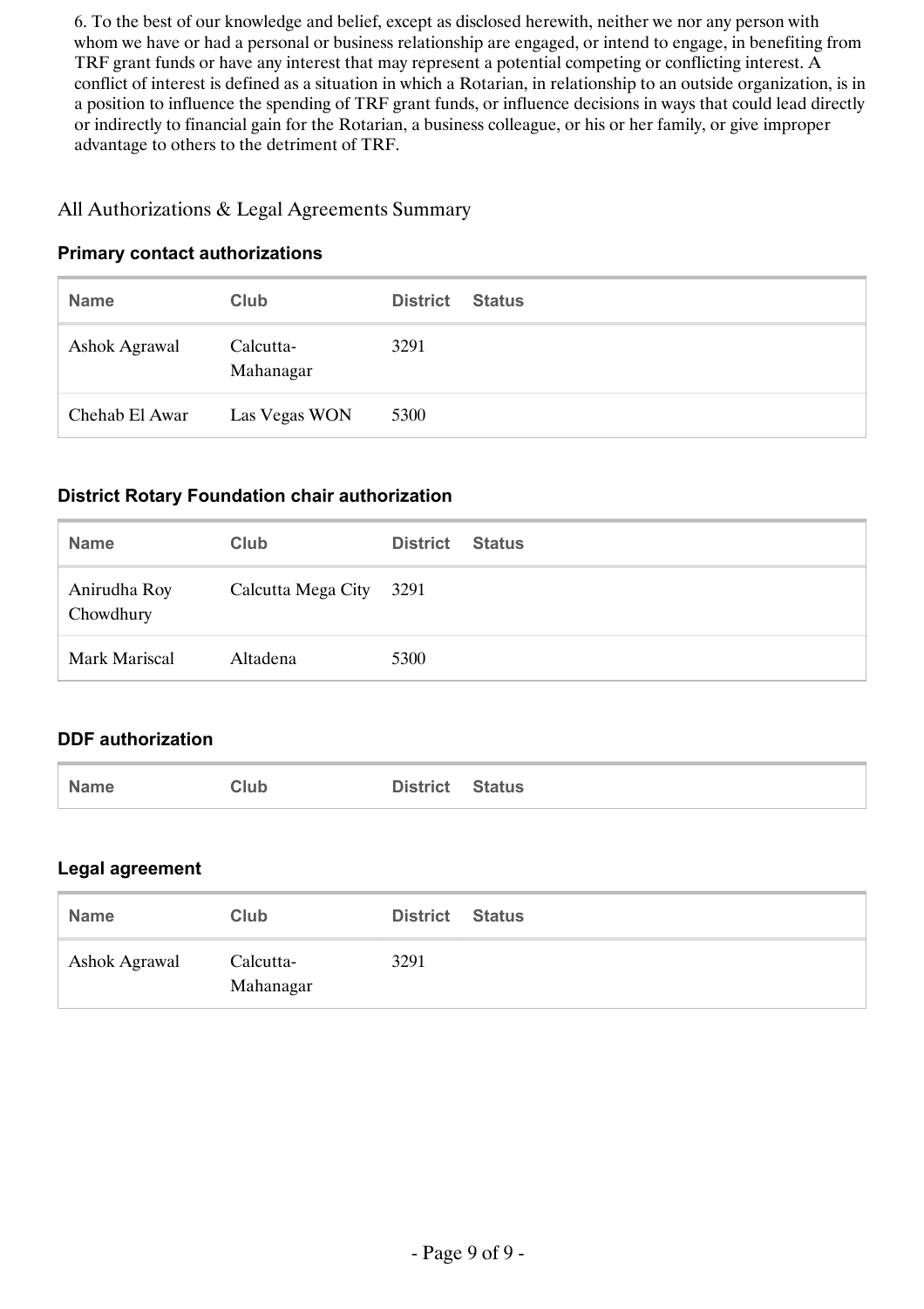6. To the best of our knowledge and belief, except as disclosed herewith, neither we nor any person with whom we have or had a personal or business relationship are engaged, or intend to engage, in benefiting from TRF grant funds or have any interest that may represent a potential competing or conflicting interest. A conflict of interest is defined as a situation in which a Rotarian, in relationship to an outside organization, is in a position to influence the spending of TRF grant funds, or influence decisions in ways that could lead directly or indirectly to financial gain for the Rotarian, a business colleague, or his or her family, or give improper advantage to others to the detriment of TRF.

## All Authorizations & Legal Agreements Summary

### Primary contact authorizations

| Name | Club | District | Status |
|---|---|---|---|
| Ashok Agrawal | Calcutta-Mahanagar | 3291 | |
| Chehab El Awar | Las Vegas WON | 5300 | |

### District Rotary Foundation chair authorization

| Name | Club | District | Status |
|---|---|---|---|
| Anirudha Roy Chowdhury | Calcutta Mega City | 3291 | |
| Mark Mariscal | Altadena | 5300 | |

### DDF authorization

| Name | Club | District | Status |
|---|---|---|---|

### Legal agreement

| Name | Club | District | Status |
|---|---|---|---|
| Ashok Agrawal | Calcutta-Mahanagar | 3291 | |